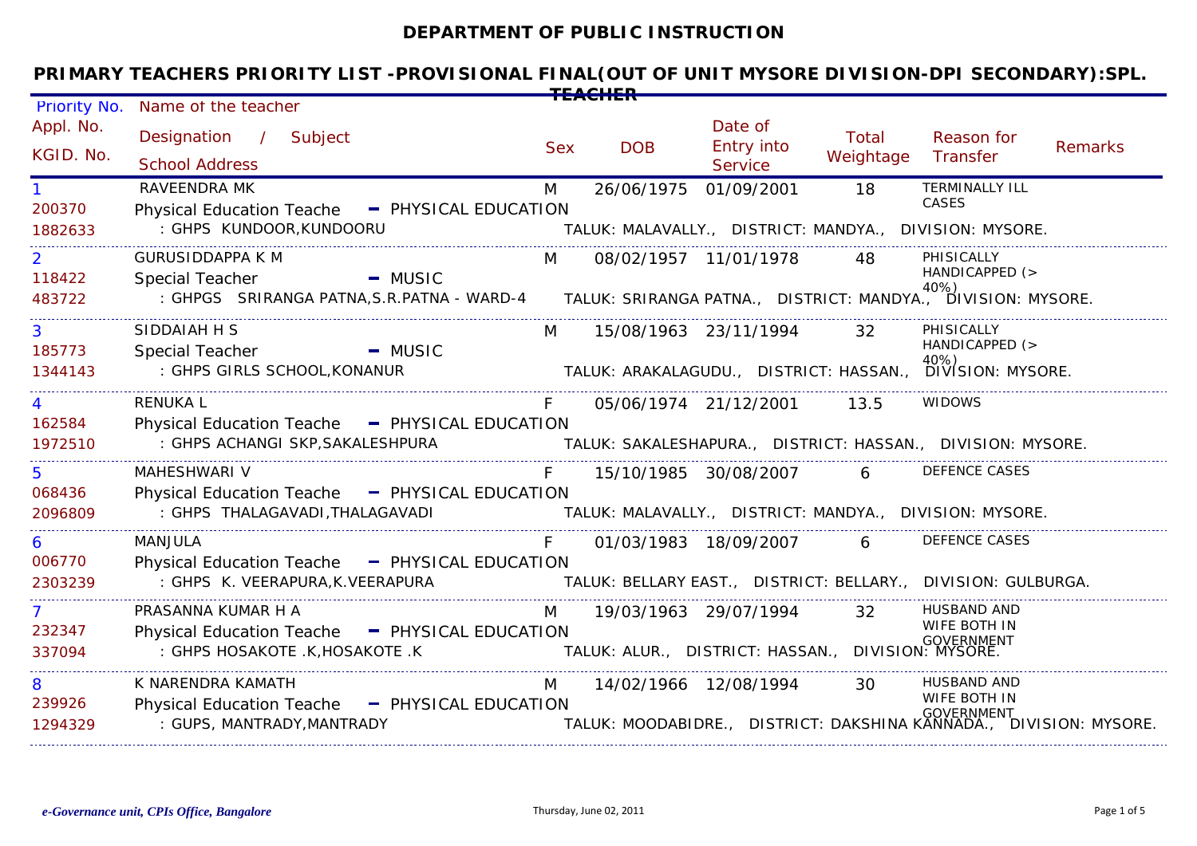# DEPARTMENT OF PUBLIC INSTRUCTION

## PRIMARY TEACHERS PRIORITY LIST -PROVISIONAL FINAL(OUT OF UNIT MYSORE DIVISION-DPI SECONDARY):SPL. TEACHER

| Priority No. / Appl. No. / KGID. No. | Name of the teacher / Designation / Subject / School Address | Sex | DOB | Date of Entry into Service | Total Weightage | Reason for Transfer | Remarks |
|---|---|---|---|---|---|---|---|
| 1<br>200370<br>1882633 | RAVEENDRA MK<br>Physical Education Teache - PHYSICAL EDUCATION<br>: GHPS KUNDOOR,KUNDOORU TALUK: MALAVALLY., DISTRICT: MANDYA., DIVISION: MYSORE. | M | 26/06/1975 | 01/09/2001 | 18 | TERMINALLY ILL CASES | |
| 2<br>118422<br>483722 | GURUSIDDAPPA K M<br>Special Teacher - MUSIC<br>: GHPGS SRIRANGA PATNA,S.R.PATNA - WARD-4 TALUK: SRIRANGA PATNA., DISTRICT: MANDYA., DIVISION: MYSORE. | M | 08/02/1957 | 11/01/1978 | 48 | PHISICALLY HANDICAPPED (> 40%) | |
| 3<br>185773<br>1344143 | SIDDAIAH H S<br>Special Teacher - MUSIC<br>: GHPS GIRLS SCHOOL,KONANUR TALUK: ARAKALAGUDU., DISTRICT: HASSAN., DIVISION: MYSORE. | M | 15/08/1963 | 23/11/1994 | 32 | PHISICALLY HANDICAPPED (> 40%) | |
| 4<br>162584<br>1972510 | RENUKA L<br>Physical Education Teache - PHYSICAL EDUCATION<br>: GHPS ACHANGI SKP,SAKALESHPURA TALUK: SAKALESHAPURA., DISTRICT: HASSAN., DIVISION: MYSORE. | F | 05/06/1974 | 21/12/2001 | 13.5 | WIDOWS | |
| 5<br>068436<br>2096809 | MAHESHWARI V<br>Physical Education Teache - PHYSICAL EDUCATION<br>: GHPS THALAGAVADI,THALAGAVADI TALUK: MALAVALLY., DISTRICT: MANDYA., DIVISION: MYSORE. | F | 15/10/1985 | 30/08/2007 | 6 | DEFENCE CASES | |
| 6<br>006770<br>2303239 | MANJULA<br>Physical Education Teache - PHYSICAL EDUCATION<br>: GHPS K. VEERAPURA,K.VEERAPURA TALUK: BELLARY EAST., DISTRICT: BELLARY., DIVISION: GULBURGA. | F | 01/03/1983 | 18/09/2007 | 6 | DEFENCE CASES | |
| 7<br>232347<br>337094 | PRASANNA KUMAR H A<br>Physical Education Teache - PHYSICAL EDUCATION<br>: GHPS HOSAKOTE .K,HOSAKOTE .K TALUK: ALUR., DISTRICT: HASSAN., DIVISION: MYSORE. | M | 19/03/1963 | 29/07/1994 | 32 | HUSBAND AND WIFE BOTH IN GOVERNMENT | |
| 8<br>239926<br>1294329 | K NARENDRA KAMATH<br>Physical Education Teache - PHYSICAL EDUCATION<br>: GUPS, MANTRADY,MANTRADY TALUK: MOODABIDRE., DISTRICT: DAKSHINA KANNADA., DIVISION: MYSORE. | M | 14/02/1966 | 12/08/1994 | 30 | HUSBAND AND WIFE BOTH IN GOVERNMENT | |

*e-Governance unit, CPIs Office, Bangalore* Thursday, June 02, 2011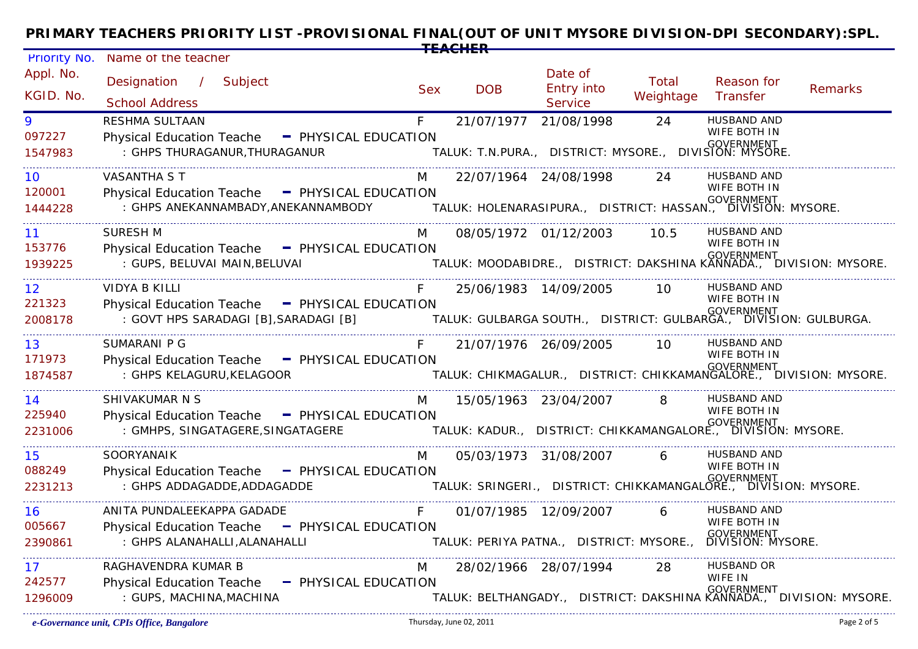# PRIMARY TEACHERS PRIORITY LIST -PROVISIONAL FINAL(OUT OF UNIT MYSORE DIVISION-DPI SECONDARY):SPL. TEACHER

| Priority No. / Appl. No. / KGID. No. | Name of the teacher / Designation / Subject / School Address | Sex | DOB | Date of Entry into Service | Total Weightage | Reason for Transfer | Remarks |
|---|---|---|---|---|---|---|---|
| 9<br>097227<br>1547983 | RESHMA SULTAAN<br>Physical Education Teache - PHYSICAL EDUCATION<br>: GHPS THURAGANUR,THURAGANUR TALUK: T.N.PURA., DISTRICT: MYSORE., DIVISION: MYSORE. | F | 21/07/1977 | 21/08/1998 | 24 | HUSBAND AND WIFE BOTH IN GOVERNMENT | |
| 10<br>120001<br>1444228 | VASANTHA S T<br>Physical Education Teache - PHYSICAL EDUCATION<br>: GHPS ANEKANNAMBADY,ANEKANNAMBODY TALUK: HOLENARASIPURA., DISTRICT: HASSAN., DIVISION: MYSORE. | M | 22/07/1964 | 24/08/1998 | 24 | HUSBAND AND WIFE BOTH IN GOVERNMENT | |
| 11<br>153776<br>1939225 | SURESH M<br>Physical Education Teache - PHYSICAL EDUCATION<br>: GUPS, BELUVAI MAIN,BELUVAI TALUK: MOODABIDRE., DISTRICT: DAKSHINA KANNADA., DIVISION: MYSORE. | M | 08/05/1972 | 01/12/2003 | 10.5 | HUSBAND AND WIFE BOTH IN GOVERNMENT | |
| 12<br>221323<br>2008178 | VIDYA B KILLI<br>Physical Education Teache - PHYSICAL EDUCATION<br>: GOVT HPS SARADAGI [B],SARADAGI [B] TALUK: GULBARGA SOUTH., DISTRICT: GULBARGA., DIVISION: GULBURGA. | F | 25/06/1983 | 14/09/2005 | 10 | HUSBAND AND WIFE BOTH IN GOVERNMENT | |
| 13<br>171973<br>1874587 | SUMARANI P G<br>Physical Education Teache - PHYSICAL EDUCATION<br>: GHPS KELAGURU,KELAGOOR TALUK: CHIKMAGALUR., DISTRICT: CHIKKAMANGALORE., DIVISION: MYSORE. | F | 21/07/1976 | 26/09/2005 | 10 | HUSBAND AND WIFE BOTH IN GOVERNMENT | |
| 14<br>225940<br>2231006 | SHIVAKUMAR N S<br>Physical Education Teache - PHYSICAL EDUCATION<br>: GMHPS, SINGATAGERE,SINGATAGERE TALUK: KADUR., DISTRICT: CHIKKAMANGALORE., DIVISION: MYSORE. | M | 15/05/1963 | 23/04/2007 | 8 | HUSBAND AND WIFE BOTH IN GOVERNMENT | |
| 15<br>088249<br>2231213 | SOORYANAIK<br>Physical Education Teache - PHYSICAL EDUCATION<br>: GHPS ADDAGADDE,ADDAGADDE TALUK: SRINGERI., DISTRICT: CHIKKAMANGALORE., DIVISION: MYSORE. | M | 05/03/1973 | 31/08/2007 | 6 | HUSBAND AND WIFE BOTH IN GOVERNMENT | |
| 16<br>005667<br>2390861 | ANITA PUNDALEEKAPPA GADADE<br>Physical Education Teache - PHYSICAL EDUCATION<br>: GHPS ALANAHALLI,ALANAHALLI TALUK: PERIYA PATNA., DISTRICT: MYSORE., DIVISION: MYSORE. | F | 01/07/1985 | 12/09/2007 | 6 | HUSBAND AND WIFE BOTH IN GOVERNMENT | |
| 17<br>242577<br>1296009 | RAGHAVENDRA KUMAR B<br>Physical Education Teache - PHYSICAL EDUCATION<br>: GUPS, MACHINA,MACHINA TALUK: BELTHANGADY., DISTRICT: DAKSHINA KANNADA., DIVISION: MYSORE. | M | 28/02/1966 | 28/07/1994 | 28 | HUSBAND OR WIFE IN GOVERNMENT | |

*e-Governance unit, CPIs Office, Bangalore* Thursday, June 02, 2011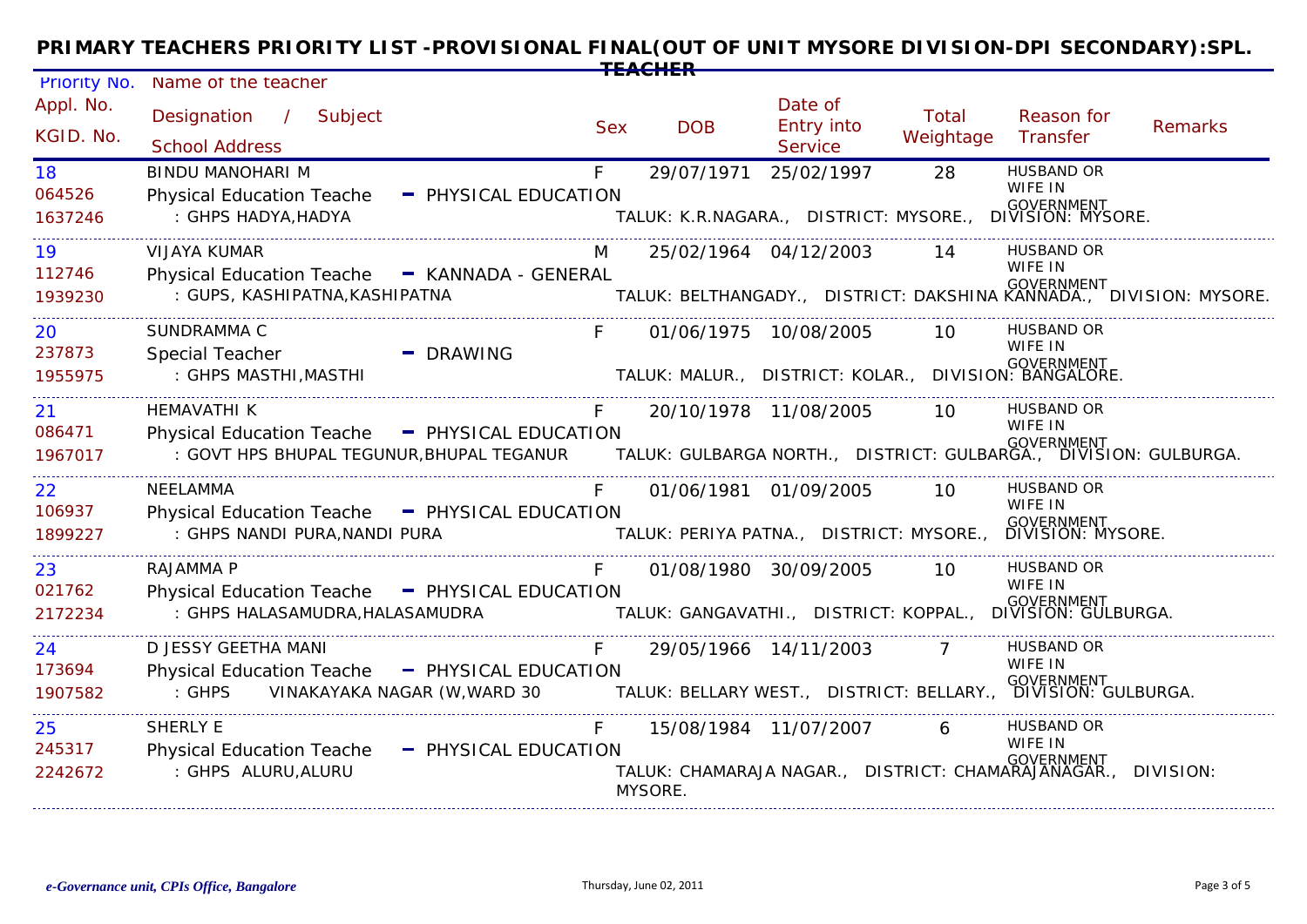# PRIMARY TEACHERS PRIORITY LIST -PROVISIONAL FINAL(OUT OF UNIT MYSORE DIVISION-DPI SECONDARY):SPL. TEACHER

| Priority No. / Appl. No. / KGID. No. | Name of the teacher / Designation / Subject / School Address | Sex | DOB | Date of Entry into Service | Total Weightage | Reason for Transfer | Remarks |
|---|---|---|---|---|---|---|---|
| 18 / 064526 / 1637246 | BINDU MANOHARI M / Physical Education Teache - PHYSICAL EDUCATION / : GHPS HADYA,HADYA TALUK: K.R.NAGARA., DISTRICT: MYSORE., DIVISION: MYSORE. | F | 29/07/1971 | 25/02/1997 | 28 | HUSBAND OR WIFE IN GOVERNMENT | |
| 19 / 112746 / 1939230 | VIJAYA KUMAR / Physical Education Teache - KANNADA - GENERAL / : GUPS, KASHIPATNA,KASHIPATNA TALUK: BELTHANGADY., DISTRICT: DAKSHINA KANNADA., DIVISION: MYSORE. | M | 25/02/1964 | 04/12/2003 | 14 | HUSBAND OR WIFE IN GOVERNMENT | |
| 20 / 237873 / 1955975 | SUNDRAMMA C / Special Teacher - DRAWING / : GHPS MASTHI,MASTHI TALUK: MALUR., DISTRICT: KOLAR., DIVISION: BANGALORE. | F | 01/06/1975 | 10/08/2005 | 10 | HUSBAND OR WIFE IN GOVERNMENT | |
| 21 / 086471 / 1967017 | HEMAVATHI K / Physical Education Teache - PHYSICAL EDUCATION / : GOVT HPS BHUPAL TEGUNUR,BHUPAL TEGANUR TALUK: GULBARGA NORTH., DISTRICT: GULBARGA., DIVISION: GULBURGA. | F | 20/10/1978 | 11/08/2005 | 10 | HUSBAND OR WIFE IN GOVERNMENT | |
| 22 / 106937 / 1899227 | NEELAMMA / Physical Education Teache - PHYSICAL EDUCATION / : GHPS NANDI PURA,NANDI PURA TALUK: PERIYA PATNA., DISTRICT: MYSORE., DIVISION: MYSORE. | F | 01/06/1981 | 01/09/2005 | 10 | HUSBAND OR WIFE IN GOVERNMENT | |
| 23 / 021762 / 2172234 | RAJAMMA P / Physical Education Teache - PHYSICAL EDUCATION / : GHPS HALASAMUDRA,HALASAMUDRA TALUK: GANGAVATHI., DISTRICT: KOPPAL., DIVISION: GULBURGA. | F | 01/08/1980 | 30/09/2005 | 10 | HUSBAND OR WIFE IN GOVERNMENT | |
| 24 / 173694 / 1907582 | D JESSY GEETHA MANI / Physical Education Teache - PHYSICAL EDUCATION / : GHPS VINAKAYAKA NAGAR (W,WARD 30 TALUK: BELLARY WEST., DISTRICT: BELLARY., DIVISION: GULBURGA. | F | 29/05/1966 | 14/11/2003 | 7 | HUSBAND OR WIFE IN GOVERNMENT | |
| 25 / 245317 / 2242672 | SHERLY E / Physical Education Teache - PHYSICAL EDUCATION / : GHPS ALURU,ALURU TALUK: CHAMARAJA NAGAR., DISTRICT: CHAMARAJANAGAR., DIVISION: MYSORE. | F | 15/08/1984 | 11/07/2007 | 6 | HUSBAND OR WIFE IN GOVERNMENT | |

*e-Governance unit, CPIs Office, Bangalore* Thursday, June 02, 2011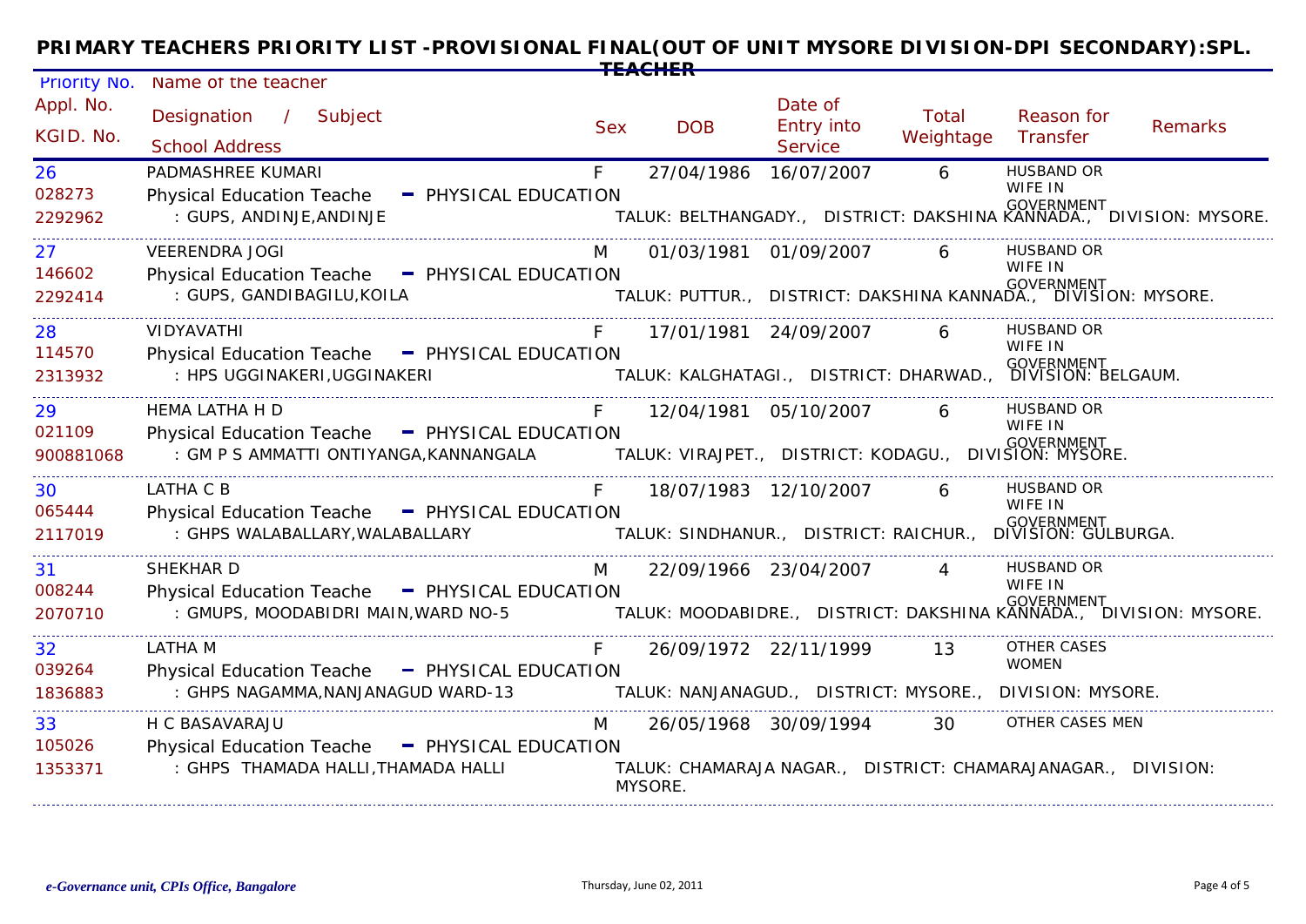# PRIMARY TEACHERS PRIORITY LIST -PROVISIONAL FINAL(OUT OF UNIT MYSORE DIVISION-DPI SECONDARY):SPL. TEACHER

| Priority No. / Appl. No. / KGID. No. | Name of the teacher / Designation / Subject / School Address | Sex | DOB | Date of Entry into Service | Total Weightage | Reason for Transfer | Remarks |
|---|---|---|---|---|---|---|---|
| 26 / 028273 / 2292962 | PADMASHREE KUMARI / Physical Education Teache - PHYSICAL EDUCATION / : GUPS, ANDINJE,ANDINJE TALUK: BELTHANGADY., DISTRICT: DAKSHINA KANNADA., DIVISION: MYSORE. | F | 27/04/1986 | 16/07/2007 | 6 | HUSBAND OR WIFE IN GOVERNMENT | |
| 27 / 146602 / 2292414 | VEERENDRA JOGI / Physical Education Teache - PHYSICAL EDUCATION / : GUPS, GANDIBAGILU,KOILA TALUK: PUTTUR., DISTRICT: DAKSHINA KANNADA., DIVISION: MYSORE. | M | 01/03/1981 | 01/09/2007 | 6 | HUSBAND OR WIFE IN GOVERNMENT | |
| 28 / 114570 / 2313932 | VIDYAVATHI / Physical Education Teache - PHYSICAL EDUCATION / : HPS UGGINAKERI,UGGINAKERI TALUK: KALGHATAGI., DISTRICT: DHARWAD., DIVISION: BELGAUM. | F | 17/01/1981 | 24/09/2007 | 6 | HUSBAND OR WIFE IN GOVERNMENT | |
| 29 / 021109 / 900881068 | HEMA LATHA H D / Physical Education Teache - PHYSICAL EDUCATION / : GM P S AMMATTI ONTIYANGA,KANNANGALA TALUK: VIRAJPET., DISTRICT: KODAGU., DIVISION: MYSORE. | F | 12/04/1981 | 05/10/2007 | 6 | HUSBAND OR WIFE IN GOVERNMENT | |
| 30 / 065444 / 2117019 | LATHA C B / Physical Education Teache - PHYSICAL EDUCATION / : GHPS WALABALLARY,WALABALLARY TALUK: SINDHANUR., DISTRICT: RAICHUR., DIVISION: GULBURGA. | F | 18/07/1983 | 12/10/2007 | 6 | HUSBAND OR WIFE IN GOVERNMENT | |
| 31 / 008244 / 2070710 | SHEKHAR D / Physical Education Teache - PHYSICAL EDUCATION / : GMUPS, MOODABIDRI MAIN,WARD NO-5 TALUK: MOODABIDRE., DISTRICT: DAKSHINA KANNADA., DIVISION: MYSORE. | M | 22/09/1966 | 23/04/2007 | 4 | HUSBAND OR WIFE IN GOVERNMENT | |
| 32 / 039264 / 1836883 | LATHA M / Physical Education Teache - PHYSICAL EDUCATION / : GHPS NAGAMMA,NANJANAGUD WARD-13 TALUK: NANJANAGUD., DISTRICT: MYSORE., DIVISION: MYSORE. | F | 26/09/1972 | 22/11/1999 | 13 | OTHER CASES WOMEN | |
| 33 / 105026 / 1353371 | H C BASAVARAJU / Physical Education Teache - PHYSICAL EDUCATION / : GHPS THAMADA HALLI,THAMADA HALLI TALUK: CHAMARAJA NAGAR., DISTRICT: CHAMARAJANAGAR., DIVISION: MYSORE. | M | 26/05/1968 | 30/09/1994 | 30 | OTHER CASES MEN | |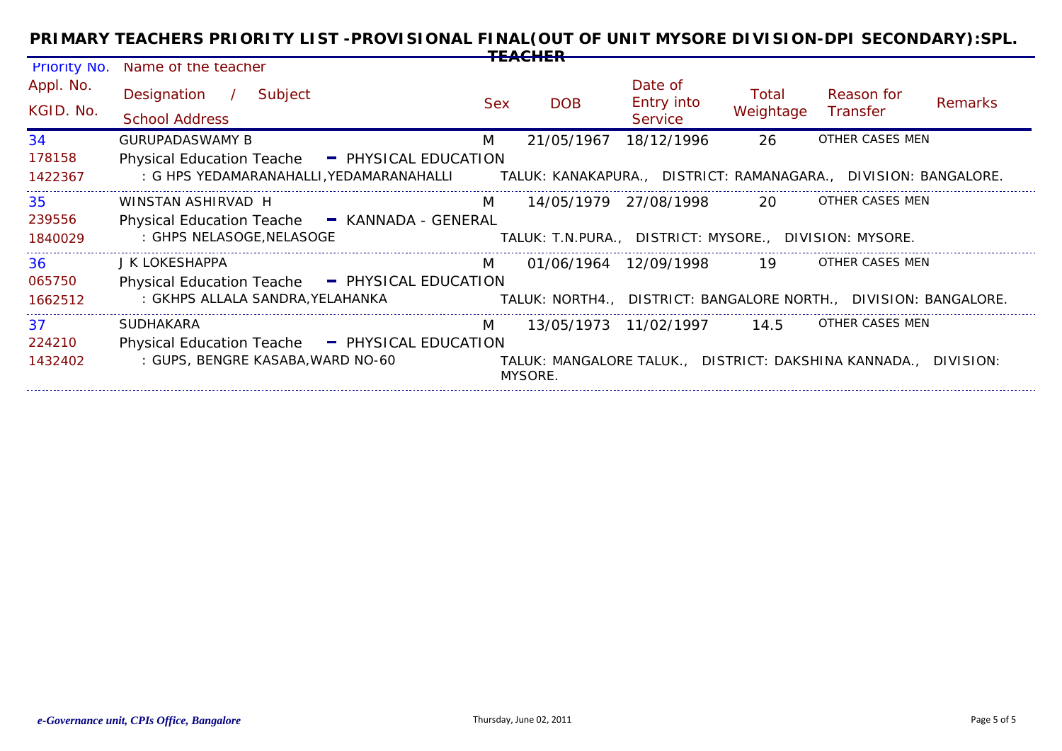# PRIMARY TEACHERS PRIORITY LIST -PROVISIONAL FINAL(OUT OF UNIT MYSORE DIVISION-DPI SECONDARY):SPL. TEACHER

| Priority No. / Appl. No. / KGID. No. | Name of the teacher / Designation / Subject / School Address | Sex | DOB | Date of Entry into Service | Total Weightage | Reason for Transfer | Remarks |
|---|---|---|---|---|---|---|---|
| 34 / 178158 / 1422367 | GURUPADASWAMY B / Physical Education Teache - PHYSICAL EDUCATION / : G HPS YEDAMARANAHALLI,YEDAMARANAHALLI TALUK: KANAKAPURA., DISTRICT: RAMANAGARA., DIVISION: BANGALORE. | M | 21/05/1967 | 18/12/1996 | 26 | OTHER CASES MEN | |
| 35 / 239556 / 1840029 | WINSTAN ASHIRVAD H / Physical Education Teache - KANNADA - GENERAL / : GHPS NELASOGE,NELASOGE TALUK: T.N.PURA., DISTRICT: MYSORE., DIVISION: MYSORE. | M | 14/05/1979 | 27/08/1998 | 20 | OTHER CASES MEN | |
| 36 / 065750 / 1662512 | J K LOKESHAPPA / Physical Education Teache - PHYSICAL EDUCATION / : GKHPS ALLALA SANDRA,YELAHANKA TALUK: NORTH4., DISTRICT: BANGALORE NORTH., DIVISION: BANGALORE. | M | 01/06/1964 | 12/09/1998 | 19 | OTHER CASES MEN | |
| 37 / 224210 / 1432402 | SUDHAKARA / Physical Education Teache - PHYSICAL EDUCATION / : GUPS, BENGRE KASABA,WARD NO-60 TALUK: MANGALORE TALUK., DISTRICT: DAKSHINA KANNADA., DIVISION: MYSORE. | M | 13/05/1973 | 11/02/1997 | 14.5 | OTHER CASES MEN | |

*e-Governance unit, CPIs Office, Bangalore*

Thursday, June 02, 2011